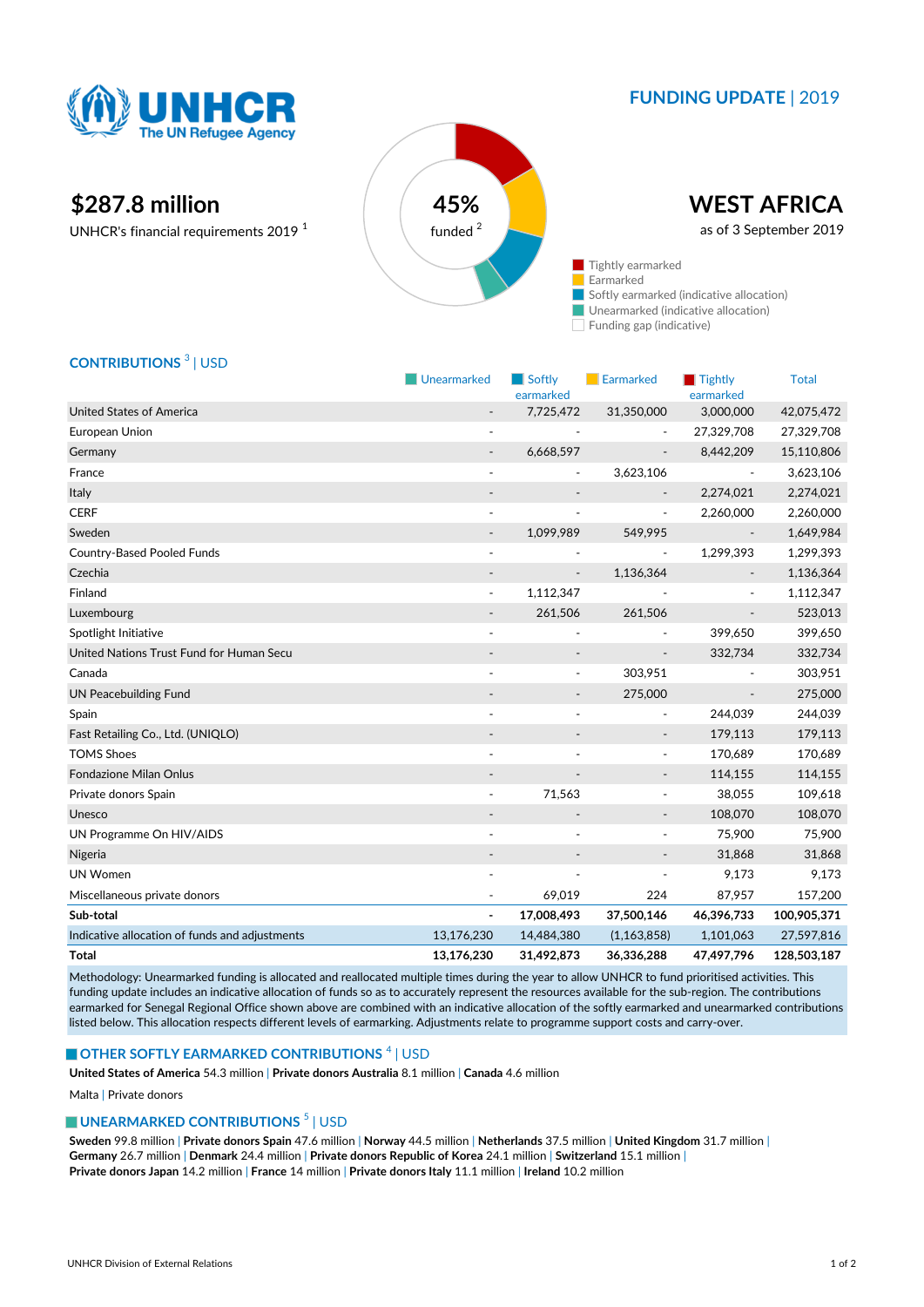# UNHCR The UN Refugee Agency

## FUNDING UPDATE | 2019

**$287.8 million**

UNHCR's financial requirements 2019 [1]

**45%** funded [2]

# WEST AFRICA

as of 3 September 2019

- Tightly earmarked
- Earmarked
- Softly earmarked (indicative allocation)
- Unearmarked (indicative allocation)
- Funding gap (indicative)

## CONTRIBUTIONS [3] | USD

| | Unearmarked | Softly earmarked | Earmarked | Tightly earmarked | Total |
|---|---|---|---|---|---|
| United States of America | - | 7,725,472 | 31,350,000 | 3,000,000 | 42,075,472 |
| European Union | - | - | - | 27,329,708 | 27,329,708 |
| Germany | - | 6,668,597 | - | 8,442,209 | 15,110,806 |
| France | - | - | 3,623,106 | - | 3,623,106 |
| Italy | - | - | - | 2,274,021 | 2,274,021 |
| CERF | - | - | - | 2,260,000 | 2,260,000 |
| Sweden | - | 1,099,989 | 549,995 | - | 1,649,984 |
| Country-Based Pooled Funds | - | - | - | 1,299,393 | 1,299,393 |
| Czechia | - | - | 1,136,364 | - | 1,136,364 |
| Finland | - | 1,112,347 | - | - | 1,112,347 |
| Luxembourg | - | 261,506 | 261,506 | - | 523,013 |
| Spotlight Initiative | - | - | - | 399,650 | 399,650 |
| United Nations Trust Fund for Human Secu | - | - | - | 332,734 | 332,734 |
| Canada | - | - | 303,951 | - | 303,951 |
| UN Peacebuilding Fund | - | - | 275,000 | - | 275,000 |
| Spain | - | - | - | 244,039 | 244,039 |
| Fast Retailing Co., Ltd. (UNIQLO) | - | - | - | 179,113 | 179,113 |
| TOMS Shoes | - | - | - | 170,689 | 170,689 |
| Fondazione Milan Onlus | - | - | - | 114,155 | 114,155 |
| Private donors Spain | - | 71,563 | - | 38,055 | 109,618 |
| Unesco | - | - | - | 108,070 | 108,070 |
| UN Programme On HIV/AIDS | - | - | - | 75,900 | 75,900 |
| Nigeria | - | - | - | 31,868 | 31,868 |
| UN Women | - | - | - | 9,173 | 9,173 |
| Miscellaneous private donors | - | 69,019 | 224 | 87,957 | 157,200 |
| **Sub-total** | **-** | **17,008,493** | **37,500,146** | **46,396,733** | **100,905,371** |
| Indicative allocation of funds and adjustments | 13,176,230 | 14,484,380 | (1,163,858) | 1,101,063 | 27,597,816 |
| **Total** | **13,176,230** | **31,492,873** | **36,336,288** | **47,497,796** | **128,503,187** |

Methodology: Unearmarked funding is allocated and reallocated multiple times during the year to allow UNHCR to fund prioritised activities. This funding update includes an indicative allocation of funds so as to accurately represent the resources available for the sub-region. The contributions earmarked for Senegal Regional Office shown above are combined with an indicative allocation of the softly earmarked and unearmarked contributions listed below. This allocation respects different levels of earmarking. Adjustments relate to programme support costs and carry-over.

## OTHER SOFTLY EARMARKED CONTRIBUTIONS [4] | USD

**United States of America** 54.3 million | **Private donors Australia** 8.1 million | **Canada** 4.6 million

Malta | Private donors

## UNEARMARKED CONTRIBUTIONS [5] | USD

**Sweden** 99.8 million | **Private donors Spain** 47.6 million | **Norway** 44.5 million | **Netherlands** 37.5 million | **United Kingdom** 31.7 million | **Germany** 26.7 million | **Denmark** 24.4 million | **Private donors Republic of Korea** 24.1 million | **Switzerland** 15.1 million | **Private donors Japan** 14.2 million | **France** 14 million | **Private donors Italy** 11.1 million | **Ireland** 10.2 million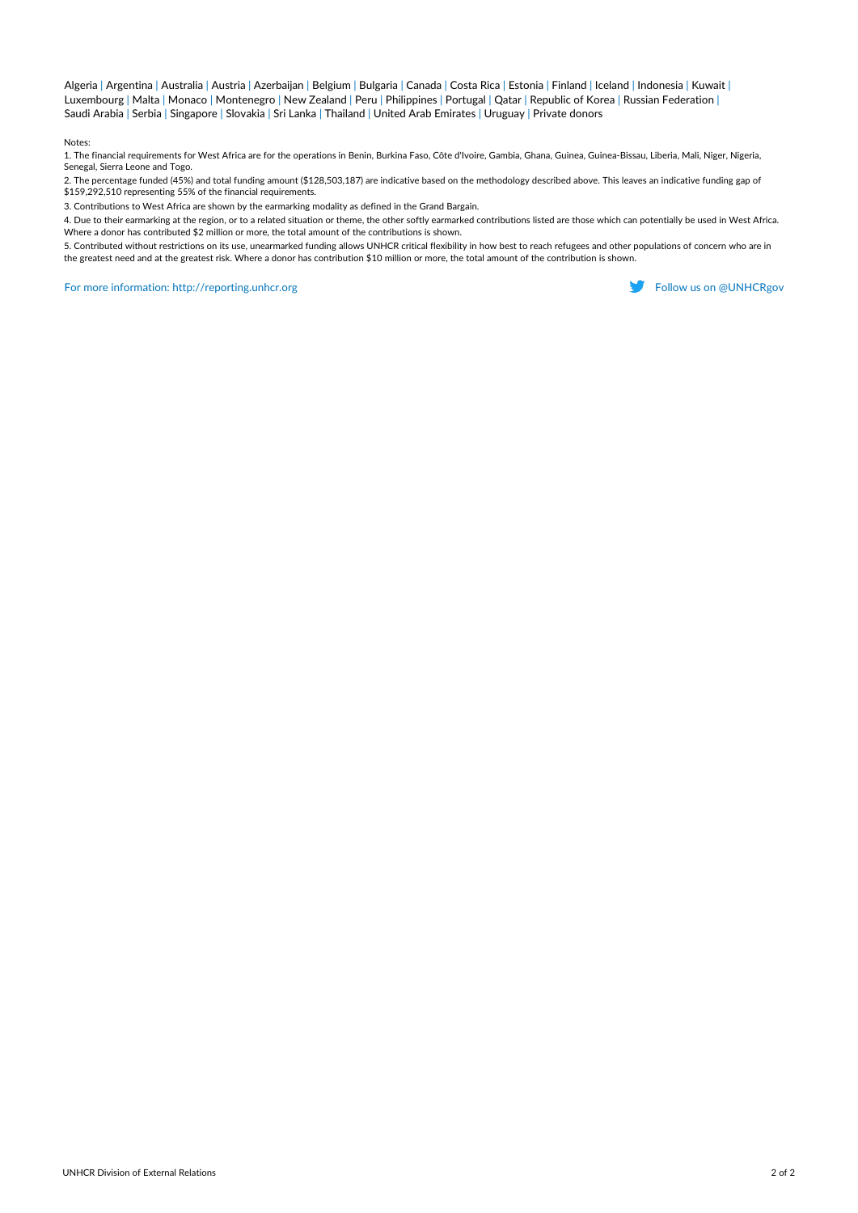Algeria | Argentina | Australia | Austria | Azerbaijan | Belgium | Bulgaria | Canada | Costa Rica | Estonia | Finland | Iceland | Indonesia | Kuwait | Luxembourg | Malta | Monaco | Montenegro | New Zealand | Peru | Philippines | Portugal | Qatar | Republic of Korea | Russian Federation | Saudi Arabia | Serbia | Singapore | Slovakia | Sri Lanka | Thailand | United Arab Emirates | Uruguay | Private donors

Notes:

1. The financial requirements for West Africa are for the operations in Benin, Burkina Faso, Côte d'Ivoire, Gambia, Ghana, Guinea, Guinea-Bissau, Liberia, Mali, Niger, Nigeria, Senegal, Sierra Leone and Togo.
2. The percentage funded (45%) and total funding amount ($128,503,187) are indicative based on the methodology described above. This leaves an indicative funding gap of $159,292,510 representing 55% of the financial requirements.
3. Contributions to West Africa are shown by the earmarking modality as defined in the Grand Bargain.
4. Due to their earmarking at the region, or to a related situation or theme, the other softly earmarked contributions listed are those which can potentially be used in West Africa. Where a donor has contributed $2 million or more, the total amount of the contributions is shown.
5. Contributed without restrictions on its use, unearmarked funding allows UNHCR critical flexibility in how best to reach refugees and other populations of concern who are in the greatest need and at the greatest risk. Where a donor has contribution $10 million or more, the total amount of the contribution is shown.

For more information: http://reporting.unhcr.org

Follow us on @UNHCRgov